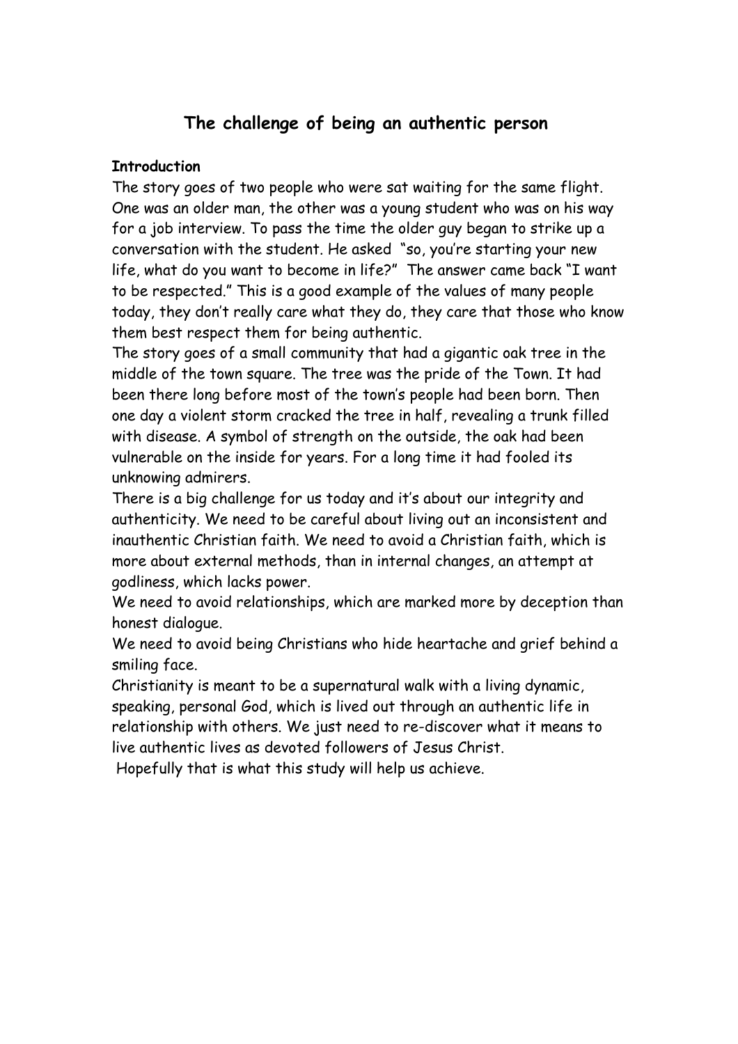# The challenge of being an authentic person

**Introduction**

The story goes of two people who were sat waiting for the same flight. One was an older man, the other was a young student who was on his way for a job interview. To pass the time the older guy began to strike up a conversation with the student. He asked "so, you're starting your new life, what do you want to become in life?" The answer came back "I want to be respected." This is a good example of the values of many people today, they don't really care what they do, they care that those who know them best respect them for being authentic.

The story goes of a small community that had a gigantic oak tree in the middle of the town square. The tree was the pride of the Town. It had been there long before most of the town's people had been born. Then one day a violent storm cracked the tree in half, revealing a trunk filled with disease. A symbol of strength on the outside, the oak had been vulnerable on the inside for years. For a long time it had fooled its unknowing admirers.

There is a big challenge for us today and it's about our integrity and authenticity. We need to be careful about living out an inconsistent and inauthentic Christian faith. We need to avoid a Christian faith, which is more about external methods, than in internal changes, an attempt at godliness, which lacks power.

We need to avoid relationships, which are marked more by deception than honest dialogue.

We need to avoid being Christians who hide heartache and grief behind a smiling face.

Christianity is meant to be a supernatural walk with a living dynamic, speaking, personal God, which is lived out through an authentic life in relationship with others. We just need to re-discover what it means to live authentic lives as devoted followers of Jesus Christ.

Hopefully that is what this study will help us achieve.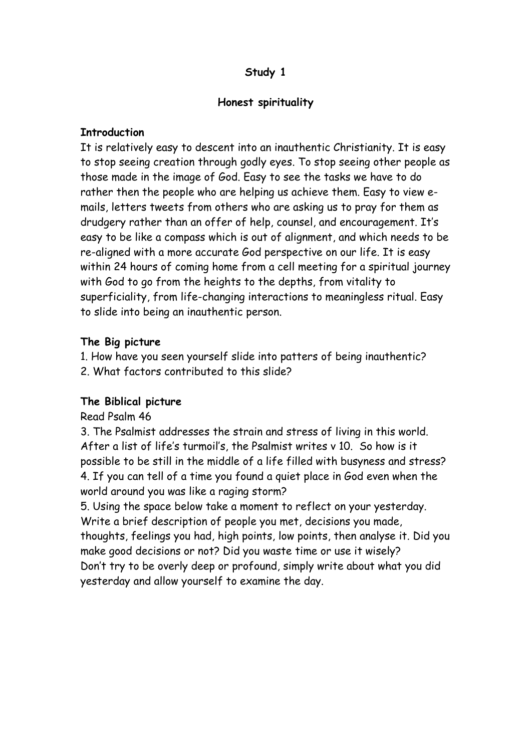**Study 1**

**Honest spirituality**

**Introduction**

It is relatively easy to descent into an inauthentic Christianity. It is easy to stop seeing creation through godly eyes. To stop seeing other people as those made in the image of God. Easy to see the tasks we have to do rather then the people who are helping us achieve them. Easy to view e-mails, letters tweets from others who are asking us to pray for them as drudgery rather than an offer of help, counsel, and encouragement. It's easy to be like a compass which is out of alignment, and which needs to be re-aligned with a more accurate God perspective on our life. It is easy within 24 hours of coming home from a cell meeting for a spiritual journey with God to go from the heights to the depths, from vitality to superficiality, from life-changing interactions to meaningless ritual. Easy to slide into being an inauthentic person.

**The Big picture**

1. How have you seen yourself slide into patters of being inauthentic?
2. What factors contributed to this slide?

**The Biblical picture**

Read Psalm 46

3. The Psalmist addresses the strain and stress of living in this world. After a list of life's turmoil's, the Psalmist writes v 10. So how is it possible to be still in the middle of a life filled with busyness and stress?
4. If you can tell of a time you found a quiet place in God even when the world around you was like a raging storm?
5. Using the space below take a moment to reflect on your yesterday. Write a brief description of people you met, decisions you made, thoughts, feelings you had, high points, low points, then analyse it. Did you make good decisions or not? Did you waste time or use it wisely? Don't try to be overly deep or profound, simply write about what you did yesterday and allow yourself to examine the day.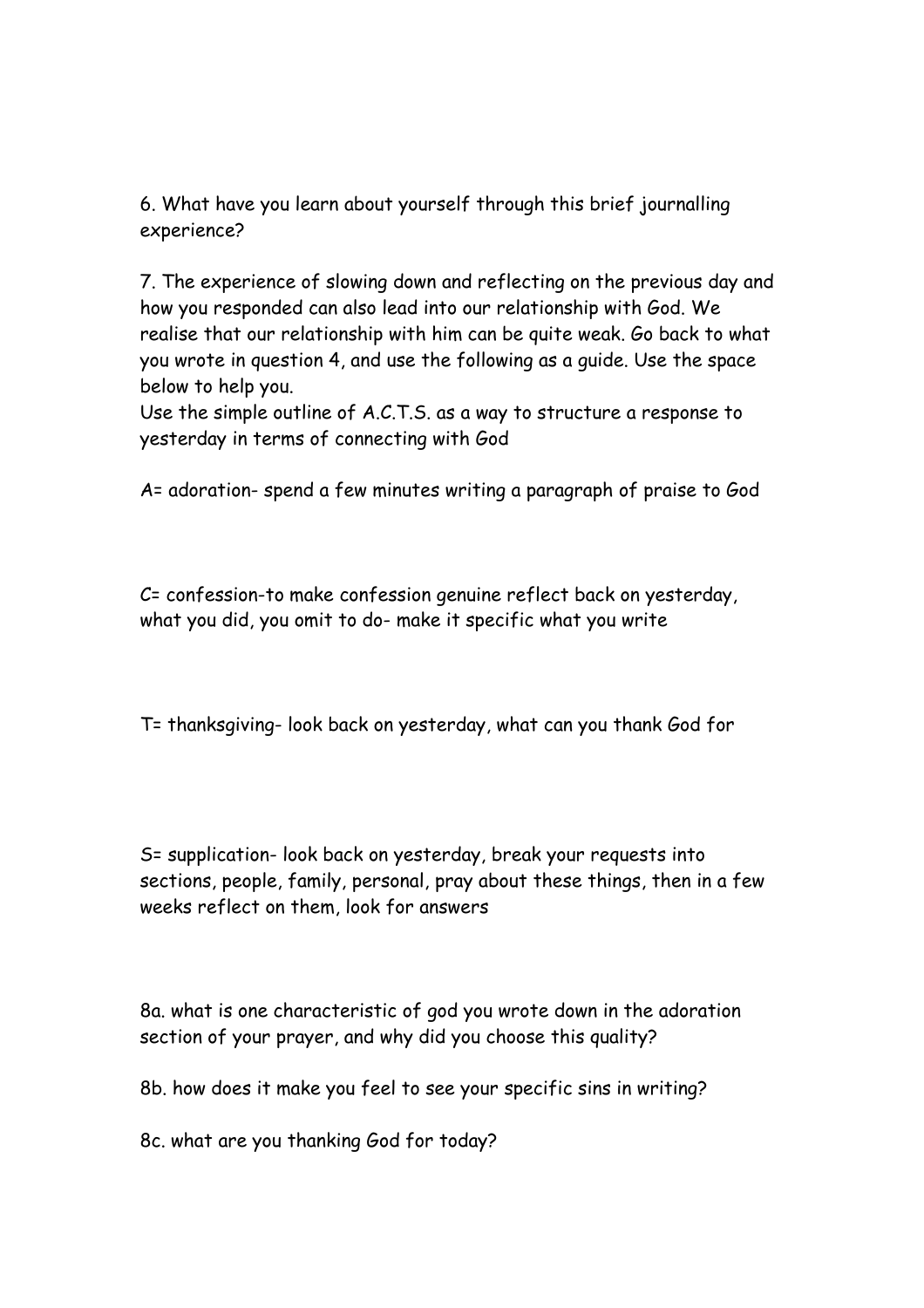6. What have you learn about yourself through this brief journalling experience?

7. The experience of slowing down and reflecting on the previous day and how you responded can also lead into our relationship with God. We realise that our relationship with him can be quite weak. Go back to what you wrote in question 4, and use the following as a guide. Use the space below to help you.
Use the simple outline of A.C.T.S. as a way to structure a response to yesterday in terms of connecting with God

A= adoration- spend a few minutes writing a paragraph of praise to God

C= confession-to make confession genuine reflect back on yesterday, what you did, you omit to do- make it specific what you write

T= thanksgiving- look back on yesterday, what can you thank God for

S= supplication- look back on yesterday, break your requests into sections, people, family, personal, pray about these things, then in a few weeks reflect on them, look for answers

8a. what is one characteristic of god you wrote down in the adoration section of your prayer, and why did you choose this quality?

8b. how does it make you feel to see your specific sins in writing?

8c. what are you thanking God for today?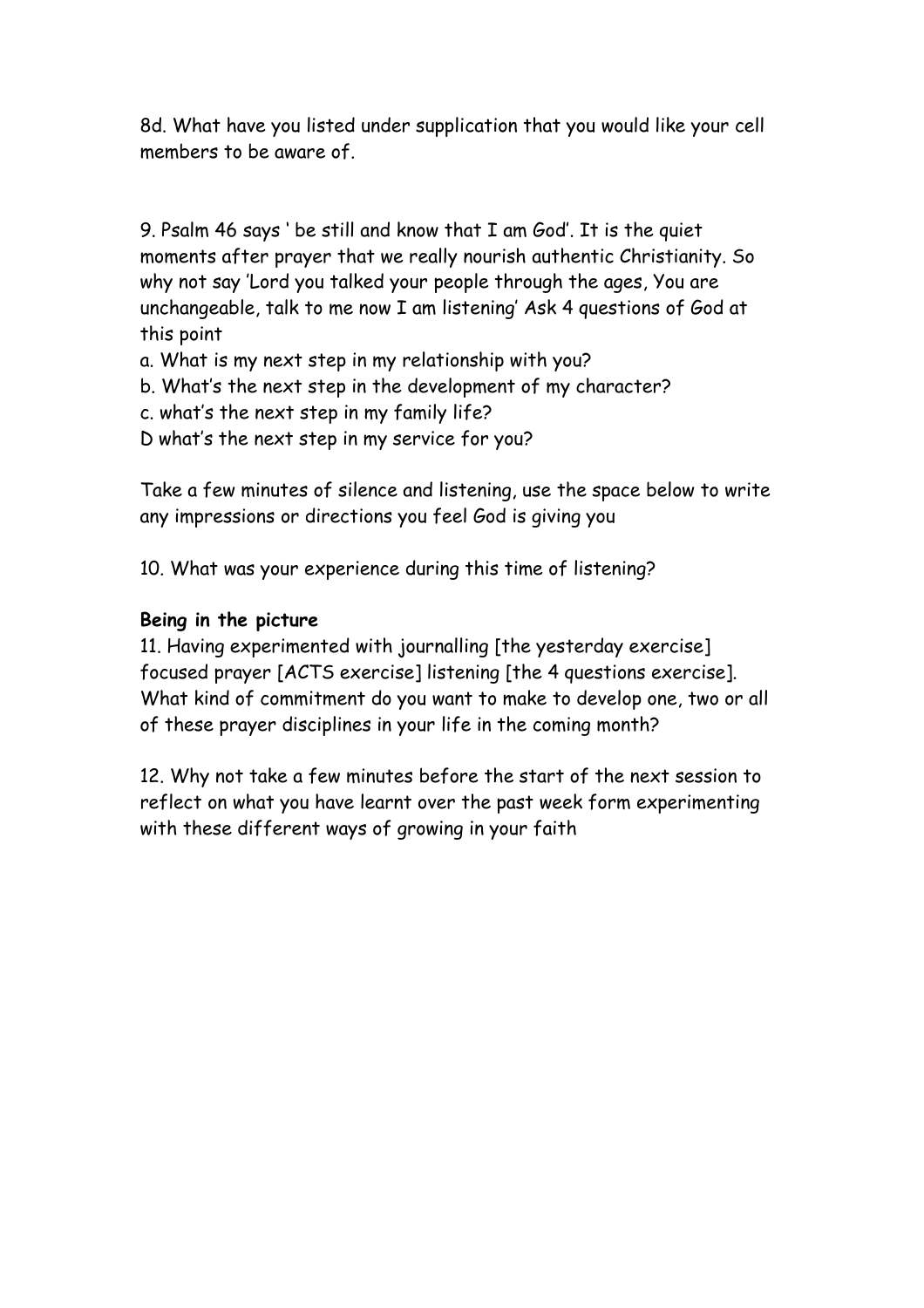8d. What have you listed under supplication that you would like your cell members to be aware of.

9. Psalm 46 says ' be still and know that I am God'. It is the quiet moments after prayer that we really nourish authentic Christianity. So why not say 'Lord you talked your people through the ages, You are unchangeable, talk to me now I am listening' Ask 4 questions of God at this point

a. What is my next step in my relationship with you?
b. What's the next step in the development of my character?
c. what's the next step in my family life?
D what's the next step in my service for you?

Take a few minutes of silence and listening, use the space below to write any impressions or directions you feel God is giving you

10. What was your experience during this time of listening?

**Being in the picture**

11. Having experimented with journalling [the yesterday exercise] focused prayer [ACTS exercise] listening [the 4 questions exercise]. What kind of commitment do you want to make to develop one, two or all of these prayer disciplines in your life in the coming month?

12. Why not take a few minutes before the start of the next session to reflect on what you have learnt over the past week form experimenting with these different ways of growing in your faith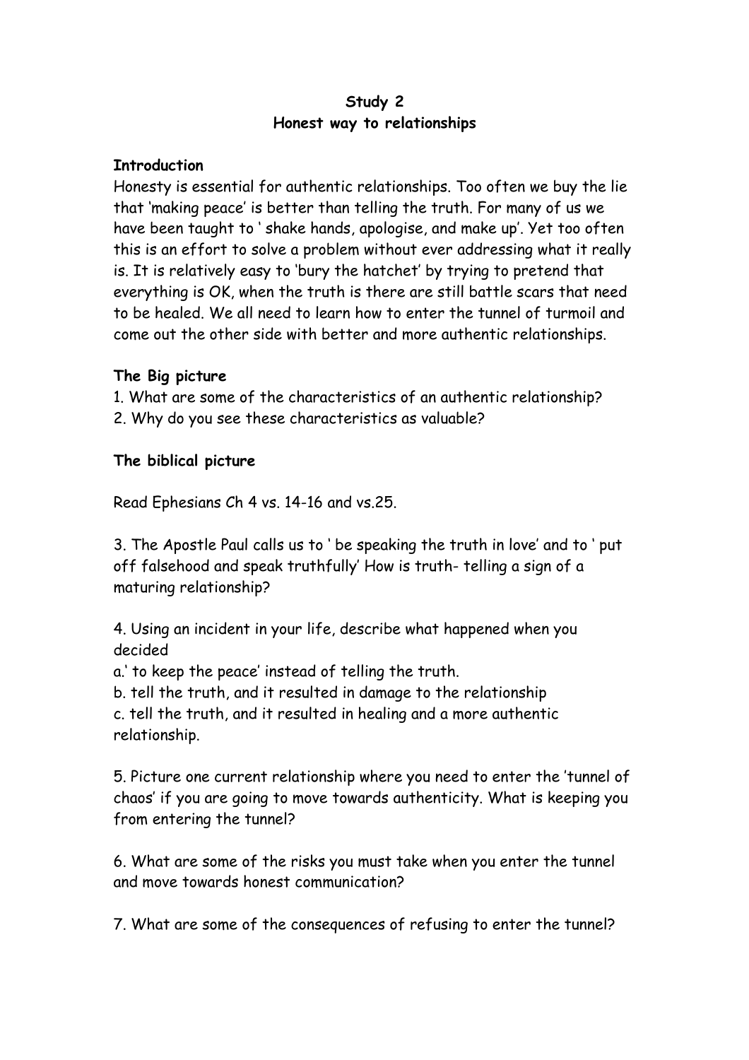# Study 2
## Honest way to relationships

**Introduction**

Honesty is essential for authentic relationships. Too often we buy the lie that 'making peace' is better than telling the truth. For many of us we have been taught to ' shake hands, apologise, and make up'. Yet too often this is an effort to solve a problem without ever addressing what it really is. It is relatively easy to 'bury the hatchet' by trying to pretend that everything is OK, when the truth is there are still battle scars that need to be healed. We all need to learn how to enter the tunnel of turmoil and come out the other side with better and more authentic relationships.

**The Big picture**

1. What are some of the characteristics of an authentic relationship?
2. Why do you see these characteristics as valuable?

**The biblical picture**

Read Ephesians Ch 4 vs. 14-16 and vs.25.

3. The Apostle Paul calls us to ' be speaking the truth in love' and to ' put off falsehood and speak truthfully' How is truth- telling a sign of a maturing relationship?

4. Using an incident in your life, describe what happened when you decided
a.' to keep the peace' instead of telling the truth.
b. tell the truth, and it resulted in damage to the relationship
c. tell the truth, and it resulted in healing and a more authentic relationship.

5. Picture one current relationship where you need to enter the 'tunnel of chaos' if you are going to move towards authenticity. What is keeping you from entering the tunnel?

6. What are some of the risks you must take when you enter the tunnel and move towards honest communication?

7. What are some of the consequences of refusing to enter the tunnel?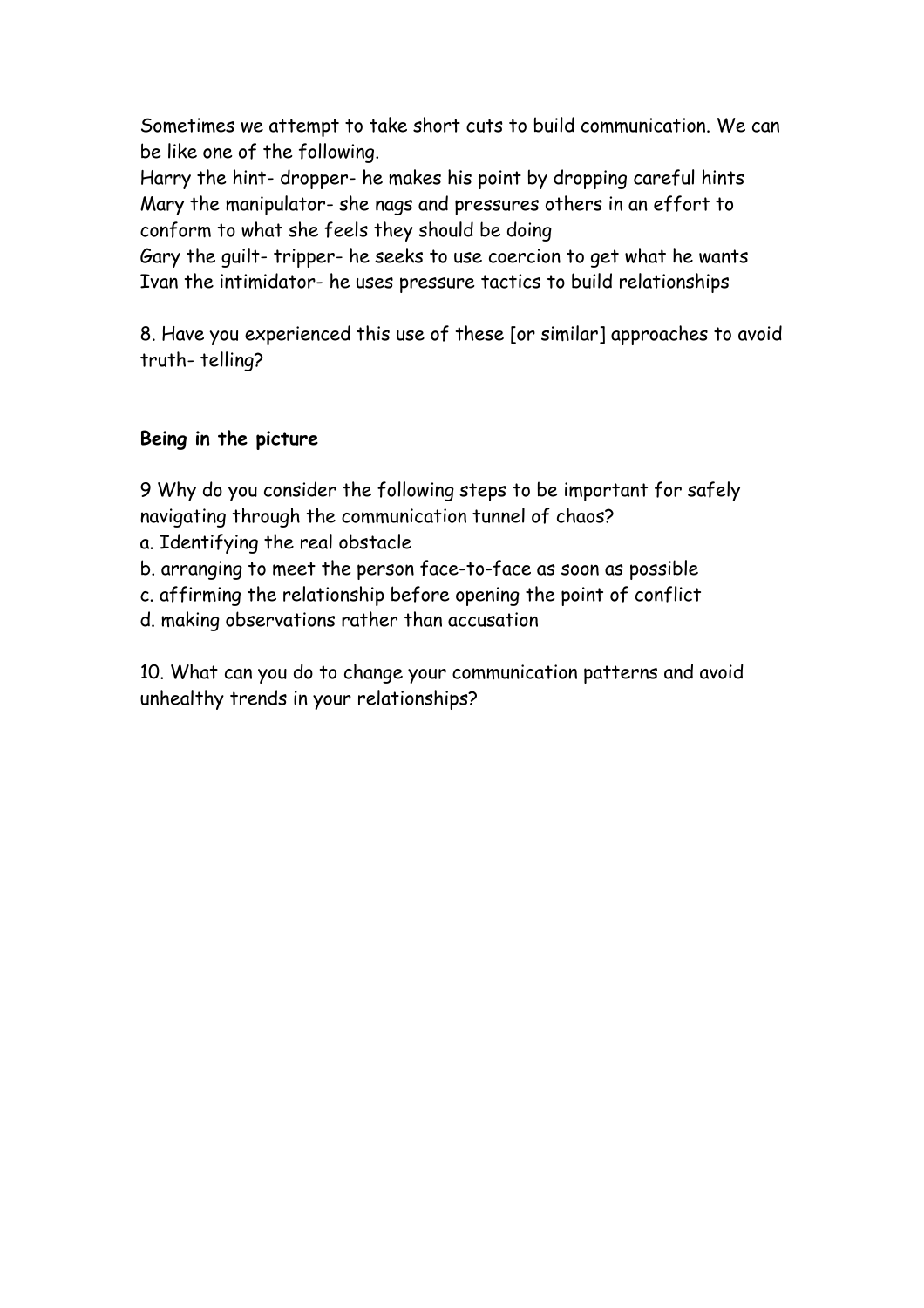Sometimes we attempt to take short cuts to build communication. We can be like one of the following.

Harry the hint- dropper- he makes his point by dropping careful hints
Mary the manipulator- she nags and pressures others in an effort to conform to what she feels they should be doing
Gary the guilt- tripper- he seeks to use coercion to get what he wants
Ivan the intimidator- he uses pressure tactics to build relationships

8. Have you experienced this use of these [or similar] approaches to avoid truth- telling?

**Being in the picture**

9 Why do you consider the following steps to be important for safely navigating through the communication tunnel of chaos?

a. Identifying the real obstacle
b. arranging to meet the person face-to-face as soon as possible
c. affirming the relationship before opening the point of conflict
d. making observations rather than accusation

10. What can you do to change your communication patterns and avoid unhealthy trends in your relationships?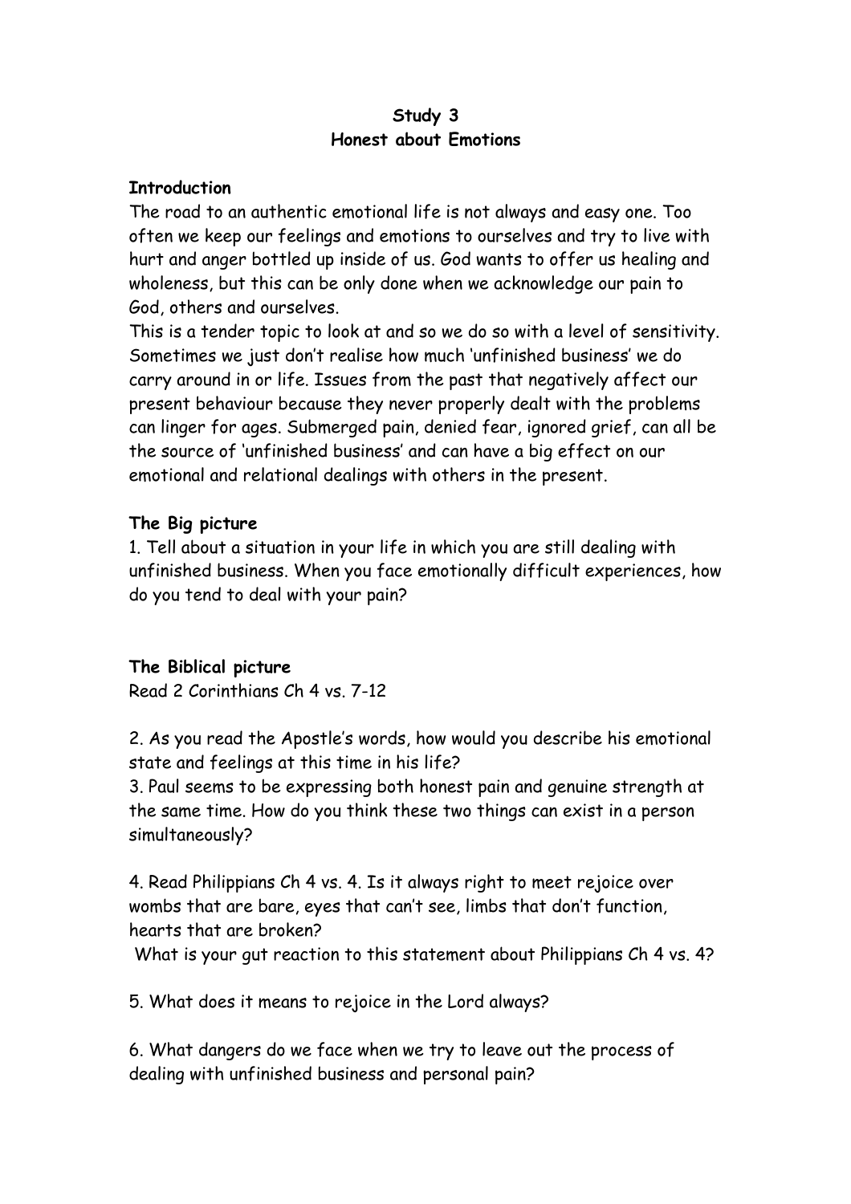**Study 3**
**Honest about Emotions**

**Introduction**

The road to an authentic emotional life is not always and easy one. Too often we keep our feelings and emotions to ourselves and try to live with hurt and anger bottled up inside of us. God wants to offer us healing and wholeness, but this can be only done when we acknowledge our pain to God, others and ourselves.

This is a tender topic to look at and so we do so with a level of sensitivity. Sometimes we just don't realise how much 'unfinished business' we do carry around in or life. Issues from the past that negatively affect our present behaviour because they never properly dealt with the problems can linger for ages. Submerged pain, denied fear, ignored grief, can all be the source of 'unfinished business' and can have a big effect on our emotional and relational dealings with others in the present.

**The Big picture**

1. Tell about a situation in your life in which you are still dealing with unfinished business. When you face emotionally difficult experiences, how do you tend to deal with your pain?

**The Biblical picture**

Read 2 Corinthians Ch 4 vs. 7-12

2. As you read the Apostle's words, how would you describe his emotional state and feelings at this time in his life?
3. Paul seems to be expressing both honest pain and genuine strength at the same time. How do you think these two things can exist in a person simultaneously?

4. Read Philippians Ch 4 vs. 4. Is it always right to meet rejoice over wombs that are bare, eyes that can't see, limbs that don't function, hearts that are broken?
What is your gut reaction to this statement about Philippians Ch 4 vs. 4?

5. What does it means to rejoice in the Lord always?

6. What dangers do we face when we try to leave out the process of dealing with unfinished business and personal pain?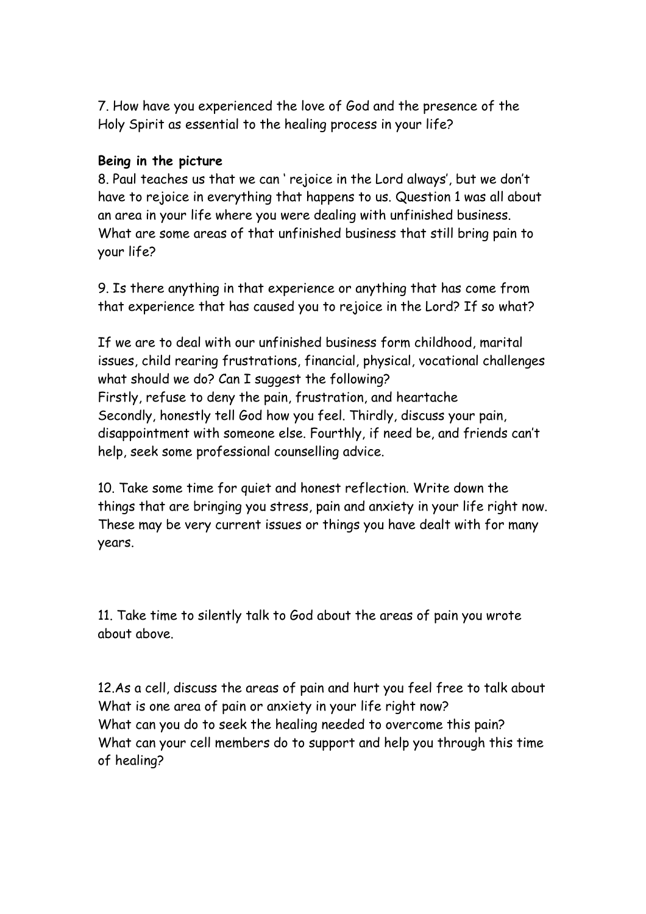7. How have you experienced the love of God and the presence of the Holy Spirit as essential to the healing process in your life?

**Being in the picture**

8. Paul teaches us that we can ' rejoice in the Lord always', but we don't have to rejoice in everything that happens to us. Question 1 was all about an area in your life where you were dealing with unfinished business. What are some areas of that unfinished business that still bring pain to your life?

9. Is there anything in that experience or anything that has come from that experience that has caused you to rejoice in the Lord? If so what?

If we are to deal with our unfinished business form childhood, marital issues, child rearing frustrations, financial, physical, vocational challenges what should we do? Can I suggest the following?
Firstly, refuse to deny the pain, frustration, and heartache
Secondly, honestly tell God how you feel. Thirdly, discuss your pain, disappointment with someone else. Fourthly, if need be, and friends can't help, seek some professional counselling advice.

10. Take some time for quiet and honest reflection. Write down the things that are bringing you stress, pain and anxiety in your life right now. These may be very current issues or things you have dealt with for many years.

11. Take time to silently talk to God about the areas of pain you wrote about above.

12.As a cell, discuss the areas of pain and hurt you feel free to talk about
What is one area of pain or anxiety in your life right now?
What can you do to seek the healing needed to overcome this pain?
What can your cell members do to support and help you through this time of healing?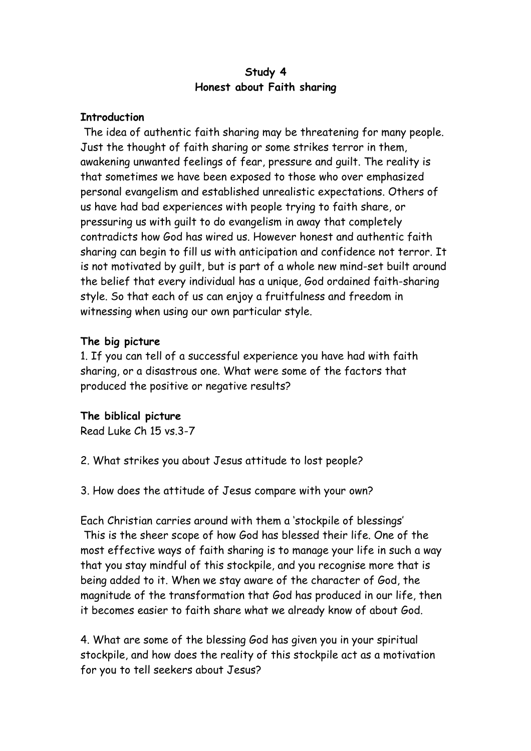**Study 4**
**Honest about Faith sharing**

**Introduction**

The idea of authentic faith sharing may be threatening for many people. Just the thought of faith sharing or some strikes terror in them, awakening unwanted feelings of fear, pressure and guilt. The reality is that sometimes we have been exposed to those who over emphasized personal evangelism and established unrealistic expectations. Others of us have had bad experiences with people trying to faith share, or pressuring us with guilt to do evangelism in away that completely contradicts how God has wired us. However honest and authentic faith sharing can begin to fill us with anticipation and confidence not terror. It is not motivated by guilt, but is part of a whole new mind-set built around the belief that every individual has a unique, God ordained faith-sharing style. So that each of us can enjoy a fruitfulness and freedom in witnessing when using our own particular style.

**The big picture**

1. If you can tell of a successful experience you have had with faith sharing, or a disastrous one. What were some of the factors that produced the positive or negative results?

**The biblical picture**

Read Luke Ch 15 vs.3-7

2. What strikes you about Jesus attitude to lost people?

3. How does the attitude of Jesus compare with your own?

Each Christian carries around with them a 'stockpile of blessings' This is the sheer scope of how God has blessed their life. One of the most effective ways of faith sharing is to manage your life in such a way that you stay mindful of this stockpile, and you recognise more that is being added to it. When we stay aware of the character of God, the magnitude of the transformation that God has produced in our life, then it becomes easier to faith share what we already know of about God.

4. What are some of the blessing God has given you in your spiritual stockpile, and how does the reality of this stockpile act as a motivation for you to tell seekers about Jesus?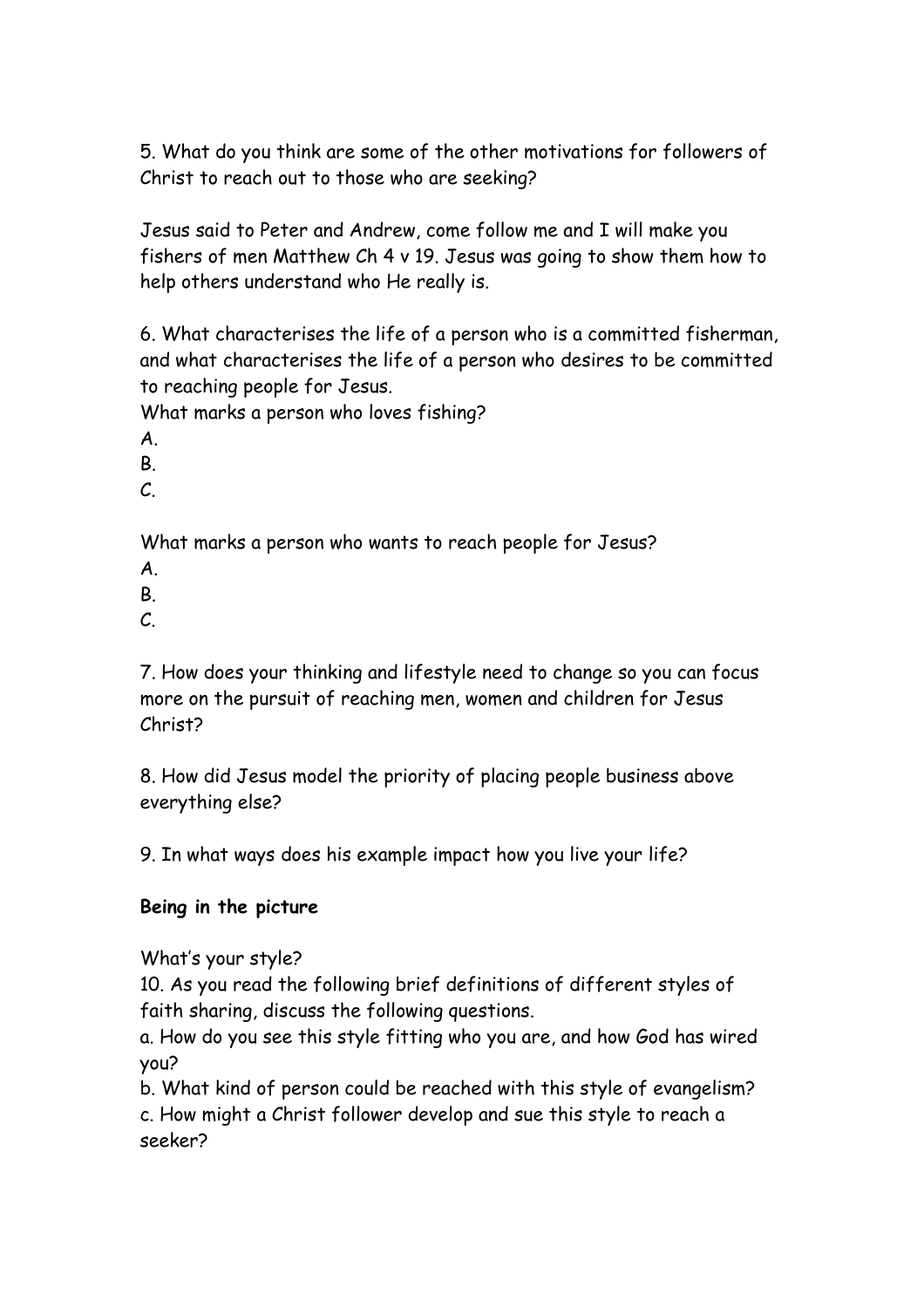5. What do you think are some of the other motivations for followers of Christ to reach out to those who are seeking?

Jesus said to Peter and Andrew, come follow me and I will make you fishers of men Matthew Ch 4 v 19. Jesus was going to show them how to help others understand who He really is.

6. What characterises the life of a person who is a committed fisherman, and what characterises the life of a person who desires to be committed to reaching people for Jesus.
What marks a person who loves fishing?
A.
B.
C.

What marks a person who wants to reach people for Jesus?
A.
B.
C.

7. How does your thinking and lifestyle need to change so you can focus more on the pursuit of reaching men, women and children for Jesus Christ?

8. How did Jesus model the priority of placing people business above everything else?

9. In what ways does his example impact how you live your life?

**Being in the picture**

What's your style?
10. As you read the following brief definitions of different styles of faith sharing, discuss the following questions.
a. How do you see this style fitting who you are, and how God has wired you?
b. What kind of person could be reached with this style of evangelism?
c. How might a Christ follower develop and sue this style to reach a seeker?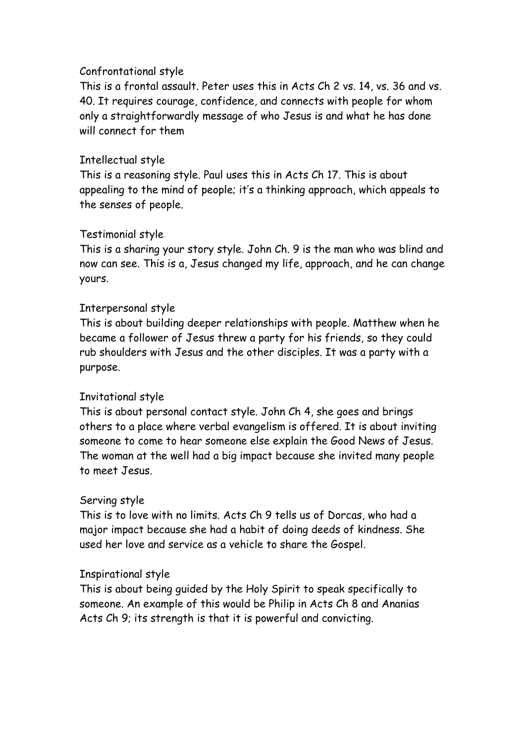### Confrontational style

This is a frontal assault. Peter uses this in Acts Ch 2 vs. 14, vs. 36 and vs. 40. It requires courage, confidence, and connects with people for whom only a straightforwardly message of who Jesus is and what he has done will connect for them

### Intellectual style

This is a reasoning style. Paul uses this in Acts Ch 17. This is about appealing to the mind of people; it's a thinking approach, which appeals to the senses of people.

### Testimonial style

This is a sharing your story style. John Ch. 9 is the man who was blind and now can see. This is a, Jesus changed my life, approach, and he can change yours.

### Interpersonal style

This is about building deeper relationships with people. Matthew when he became a follower of Jesus threw a party for his friends, so they could rub shoulders with Jesus and the other disciples. It was a party with a purpose.

### Invitational style

This is about personal contact style. John Ch 4, she goes and brings others to a place where verbal evangelism is offered. It is about inviting someone to come to hear someone else explain the Good News of Jesus. The woman at the well had a big impact because she invited many people to meet Jesus.

### Serving style

This is to love with no limits. Acts Ch 9 tells us of Dorcas, who had a major impact because she had a habit of doing deeds of kindness. She used her love and service as a vehicle to share the Gospel.

### Inspirational style

This is about being guided by the Holy Spirit to speak specifically to someone. An example of this would be Philip in Acts Ch 8 and Ananias Acts Ch 9; its strength is that it is powerful and convicting.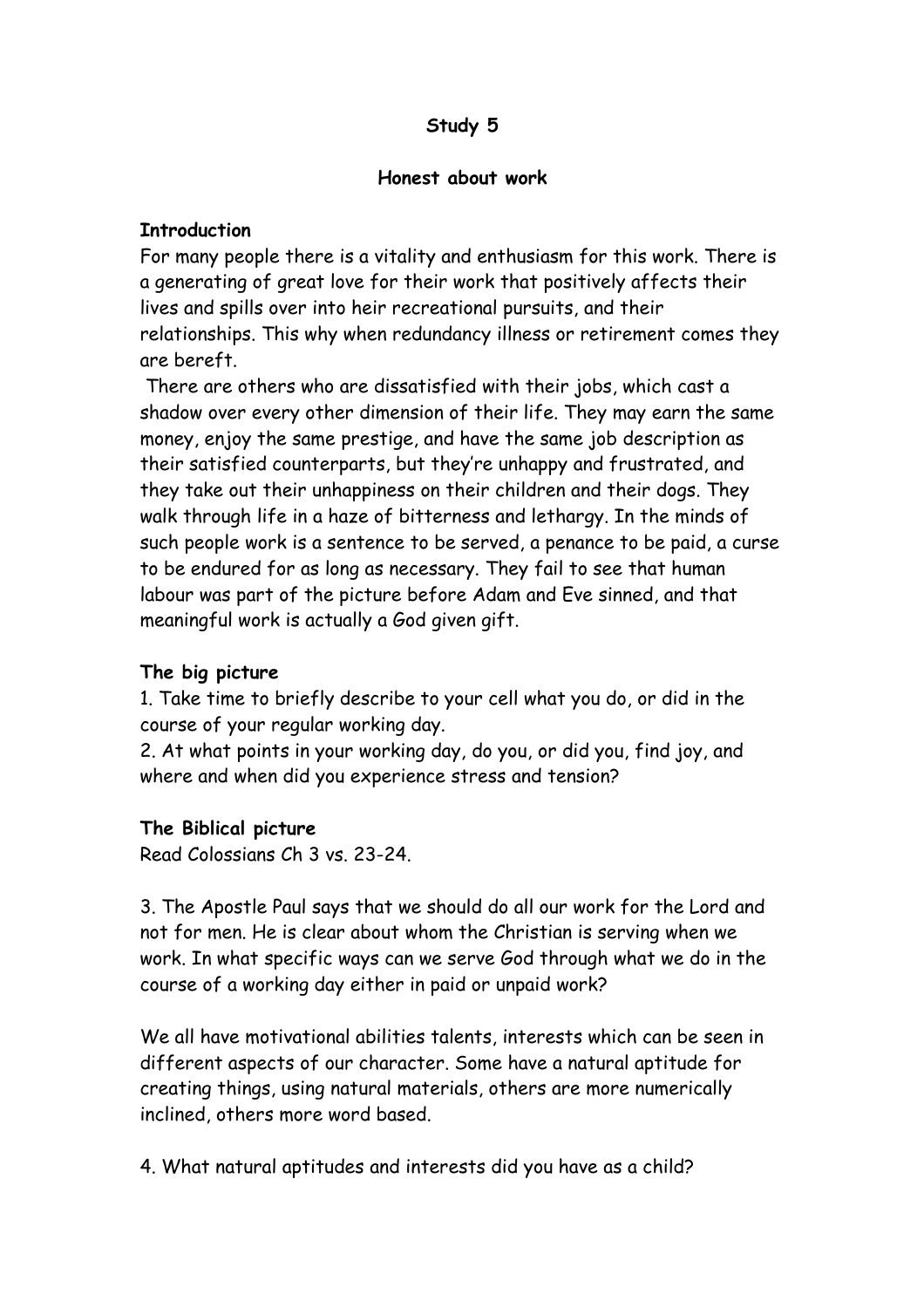**Study 5**

**Honest about work**

**Introduction**

For many people there is a vitality and enthusiasm for this work. There is a generating of great love for their work that positively affects their lives and spills over into heir recreational pursuits, and their relationships. This why when redundancy illness or retirement comes they are bereft.

There are others who are dissatisfied with their jobs, which cast a shadow over every other dimension of their life. They may earn the same money, enjoy the same prestige, and have the same job description as their satisfied counterparts, but they're unhappy and frustrated, and they take out their unhappiness on their children and their dogs. They walk through life in a haze of bitterness and lethargy. In the minds of such people work is a sentence to be served, a penance to be paid, a curse to be endured for as long as necessary. They fail to see that human labour was part of the picture before Adam and Eve sinned, and that meaningful work is actually a God given gift.

**The big picture**

1. Take time to briefly describe to your cell what you do, or did in the course of your regular working day.
2. At what points in your working day, do you, or did you, find joy, and where and when did you experience stress and tension?

**The Biblical picture**

Read Colossians Ch 3 vs. 23-24.

3. The Apostle Paul says that we should do all our work for the Lord and not for men. He is clear about whom the Christian is serving when we work. In what specific ways can we serve God through what we do in the course of a working day either in paid or unpaid work?

We all have motivational abilities talents, interests which can be seen in different aspects of our character. Some have a natural aptitude for creating things, using natural materials, others are more numerically inclined, others more word based.

4. What natural aptitudes and interests did you have as a child?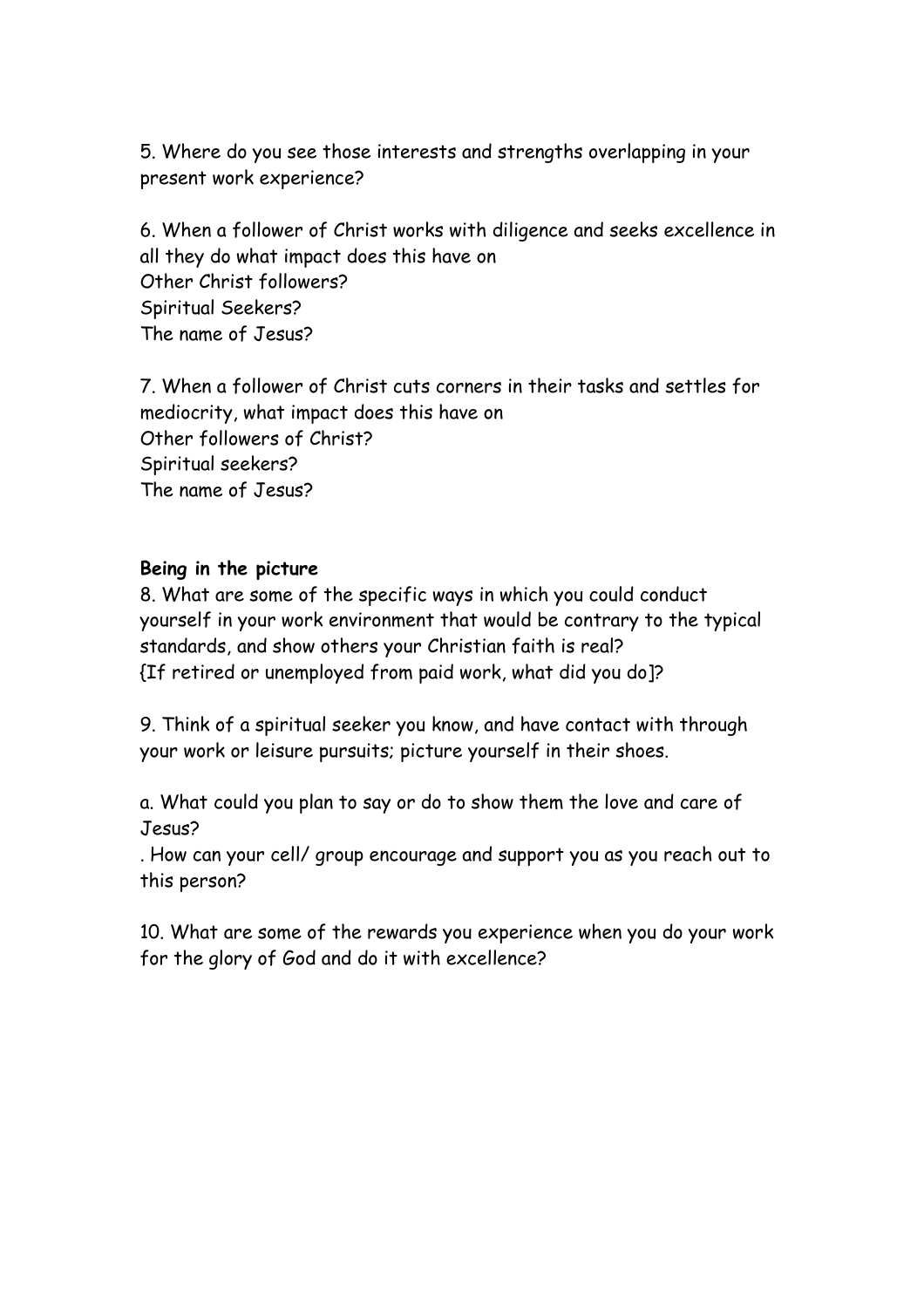5. Where do you see those interests and strengths overlapping in your present work experience?

6. When a follower of Christ works with diligence and seeks excellence in all they do what impact does this have on
Other Christ followers?
Spiritual Seekers?
The name of Jesus?

7. When a follower of Christ cuts corners in their tasks and settles for mediocrity, what impact does this have on
Other followers of Christ?
Spiritual seekers?
The name of Jesus?

**Being in the picture**
8. What are some of the specific ways in which you could conduct yourself in your work environment that would be contrary to the typical standards, and show others your Christian faith is real?
{If retired or unemployed from paid work, what did you do]?

9. Think of a spiritual seeker you know, and have contact with through your work or leisure pursuits; picture yourself in their shoes.

a. What could you plan to say or do to show them the love and care of Jesus?
. How can your cell/ group encourage and support you as you reach out to this person?

10. What are some of the rewards you experience when you do your work for the glory of God and do it with excellence?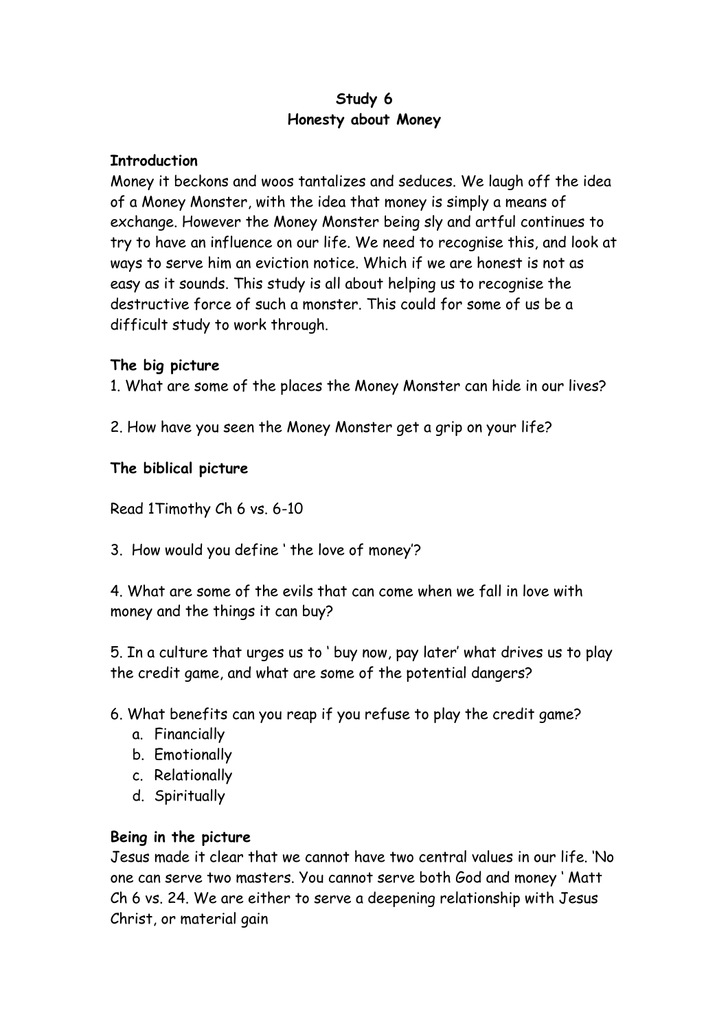**Study 6**
**Honesty about Money**

**Introduction**
Money it beckons and woos tantalizes and seduces. We laugh off the idea of a Money Monster, with the idea that money is simply a means of exchange. However the Money Monster being sly and artful continues to try to have an influence on our life. We need to recognise this, and look at ways to serve him an eviction notice. Which if we are honest is not as easy as it sounds. This study is all about helping us to recognise the destructive force of such a monster. This could for some of us be a difficult study to work through.

**The big picture**
1. What are some of the places the Money Monster can hide in our lives?

2. How have you seen the Money Monster get a grip on your life?

**The biblical picture**

Read 1Timothy Ch 6 vs. 6-10

3. How would you define ' the love of money'?

4. What are some of the evils that can come when we fall in love with money and the things it can buy?

5. In a culture that urges us to ' buy now, pay later' what drives us to play the credit game, and what are some of the potential dangers?

6. What benefits can you reap if you refuse to play the credit game?
   a. Financially
   b. Emotionally
   c. Relationally
   d. Spiritually

**Being in the picture**
Jesus made it clear that we cannot have two central values in our life. 'No one can serve two masters. You cannot serve both God and money ' Matt Ch 6 vs. 24. We are either to serve a deepening relationship with Jesus Christ, or material gain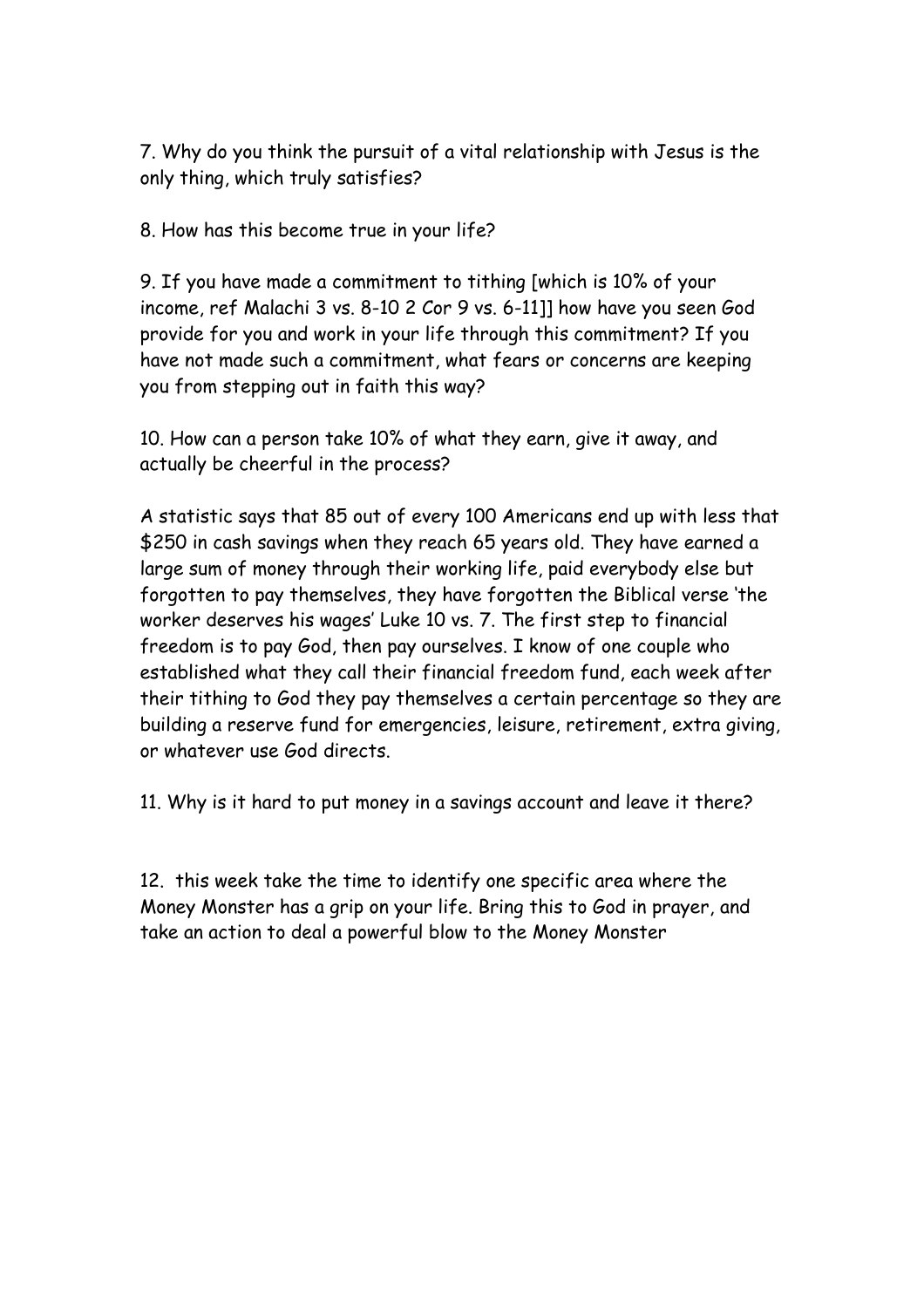7. Why do you think the pursuit of a vital relationship with Jesus is the only thing, which truly satisfies?

8. How has this become true in your life?

9. If you have made a commitment to tithing [which is 10% of your income, ref Malachi 3 vs. 8-10 2 Cor 9 vs. 6-11]] how have you seen God provide for you and work in your life through this commitment? If you have not made such a commitment, what fears or concerns are keeping you from stepping out in faith this way?

10. How can a person take 10% of what they earn, give it away, and actually be cheerful in the process?

A statistic says that 85 out of every 100 Americans end up with less that $250 in cash savings when they reach 65 years old. They have earned a large sum of money through their working life, paid everybody else but forgotten to pay themselves, they have forgotten the Biblical verse 'the worker deserves his wages' Luke 10 vs. 7. The first step to financial freedom is to pay God, then pay ourselves. I know of one couple who established what they call their financial freedom fund, each week after their tithing to God they pay themselves a certain percentage so they are building a reserve fund for emergencies, leisure, retirement, extra giving, or whatever use God directs.

11. Why is it hard to put money in a savings account and leave it there?

12. this week take the time to identify one specific area where the Money Monster has a grip on your life. Bring this to God in prayer, and take an action to deal a powerful blow to the Money Monster